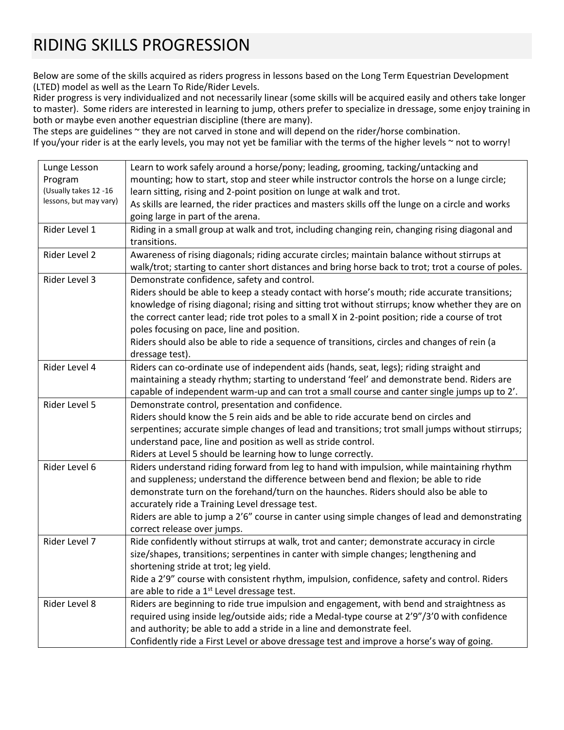# RIDING SKILLS PROGRESSION

Below are some of the skills acquired as riders progress in lessons based on the Long Term Equestrian Development (LTED) model as well as the Learn To Ride/Rider Levels.
Rider progress is very individualized and not necessarily linear (some skills will be acquired easily and others take longer to master). Some riders are interested in learning to jump, others prefer to specialize in dressage, some enjoy training in both or maybe even another equestrian discipline (there are many).
The steps are guidelines ~ they are not carved in stone and will depend on the rider/horse combination.
If you/your rider is at the early levels, you may not yet be familiar with the terms of the higher levels ~ not to worry!

| | |
|---|---|
| Lunge Lesson Program (Usually takes 12 -16 lessons, but may vary) | Learn to work safely around a horse/pony; leading, grooming, tacking/untacking and mounting; how to start, stop and steer while instructor controls the horse on a lunge circle; learn sitting, rising and 2-point position on lunge at walk and trot.<br>As skills are learned, the rider practices and masters skills off the lunge on a circle and works going large in part of the arena. |
| Rider Level 1 | Riding in a small group at walk and trot, including changing rein, changing rising diagonal and transitions. |
| Rider Level 2 | Awareness of rising diagonals; riding accurate circles; maintain balance without stirrups at walk/trot; starting to canter short distances and bring horse back to trot; trot a course of poles. |
| Rider Level 3 | Demonstrate confidence, safety and control.<br>Riders should be able to keep a steady contact with horse's mouth; ride accurate transitions; knowledge of rising diagonal; rising and sitting trot without stirrups; know whether they are on the correct canter lead; ride trot poles to a small X in 2-point position; ride a course of trot poles focusing on pace, line and position.<br>Riders should also be able to ride a sequence of transitions, circles and changes of rein (a dressage test). |
| Rider Level 4 | Riders can co-ordinate use of independent aids (hands, seat, legs); riding straight and maintaining a steady rhythm; starting to understand 'feel' and demonstrate bend. Riders are capable of independent warm-up and can trot a small course and canter single jumps up to 2'. |
| Rider Level 5 | Demonstrate control, presentation and confidence.<br>Riders should know the 5 rein aids and be able to ride accurate bend on circles and serpentines; accurate simple changes of lead and transitions; trot small jumps without stirrups; understand pace, line and position as well as stride control.<br>Riders at Level 5 should be learning how to lunge correctly. |
| Rider Level 6 | Riders understand riding forward from leg to hand with impulsion, while maintaining rhythm and suppleness; understand the difference between bend and flexion; be able to ride demonstrate turn on the forehand/turn on the haunches. Riders should also be able to accurately ride a Training Level dressage test.<br>Riders are able to jump a 2'6" course in canter using simple changes of lead and demonstrating correct release over jumps. |
| Rider Level 7 | Ride confidently without stirrups at walk, trot and canter; demonstrate accuracy in circle size/shapes, transitions; serpentines in canter with simple changes; lengthening and shortening stride at trot; leg yield.<br>Ride a 2'9" course with consistent rhythm, impulsion, confidence, safety and control. Riders are able to ride a 1st Level dressage test. |
| Rider Level 8 | Riders are beginning to ride true impulsion and engagement, with bend and straightness as required using inside leg/outside aids; ride a Medal-type course at 2'9"/3'0 with confidence and authority; be able to add a stride in a line and demonstrate feel.<br>Confidently ride a First Level or above dressage test and improve a horse's way of going. |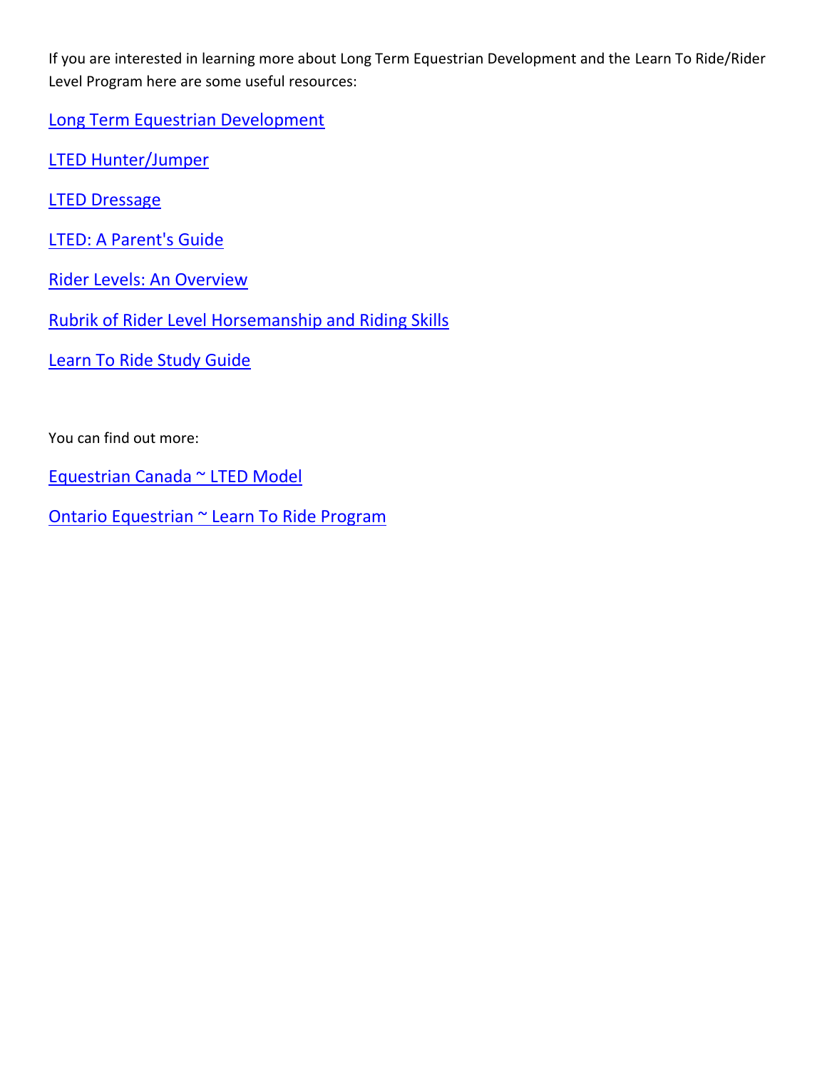If you are interested in learning more about Long Term Equestrian Development and the Learn To Ride/Rider Level Program here are some useful resources:

Long Term Equestrian Development

LTED Hunter/Jumper

LTED Dressage

LTED: A Parent's Guide

Rider Levels: An Overview

Rubrik of Rider Level Horsemanship and Riding Skills

Learn To Ride Study Guide

You can find out more:

Equestrian Canada ~ LTED Model

Ontario Equestrian ~ Learn To Ride Program